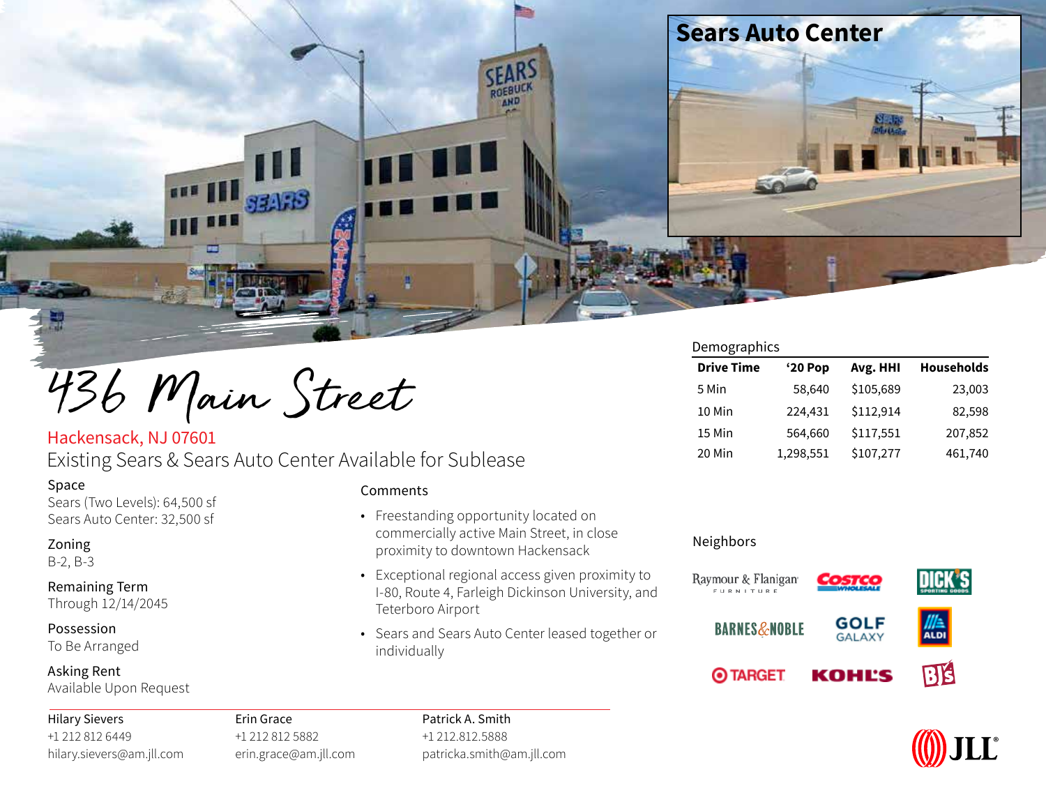Sears Auto Center

# 436 Main Street

Hackensack, NJ 07601

Existing Sears & Sears Auto Center Available for Sublease

**Space**
Sears (Two Levels): 64,500 sf
Sears Auto Center: 32,500 sf

**Zoning**
B-2, B-3

**Remaining Term**
Through 12/14/2045

**Possession**
To Be Arranged

**Asking Rent**
Available Upon Request

**Comments**

- Freestanding opportunity located on commercially active Main Street, in close proximity to downtown Hackensack
- Exceptional regional access given proximity to I-80, Route 4, Farleigh Dickinson University, and Teterboro Airport
- Sears and Sears Auto Center leased together or individually

**Demographics**

| Drive Time | '20 Pop | Avg. HHI | Households |
| --- | --- | --- | --- |
| 5 Min | 58,640 | $105,689 | 23,003 |
| 10 Min | 224,431 | $112,914 | 82,598 |
| 15 Min | 564,660 | $117,551 | 207,852 |
| 20 Min | 1,298,551 | $107,277 | 461,740 |

**Neighbors**

Raymour & Flanigan Furniture, Costco Wholesale, Dick's Sporting Goods, Barnes & Noble, Golf Galaxy, Aldi, Target, Kohl's, BJ's

Hilary Sievers
+1 212 812 6449
hilary.sievers@am.jll.com

Erin Grace
+1 212 812 5882
erin.grace@am.jll.com

Patrick A. Smith
+1 212.812.5888
patricka.smith@am.jll.com

JLL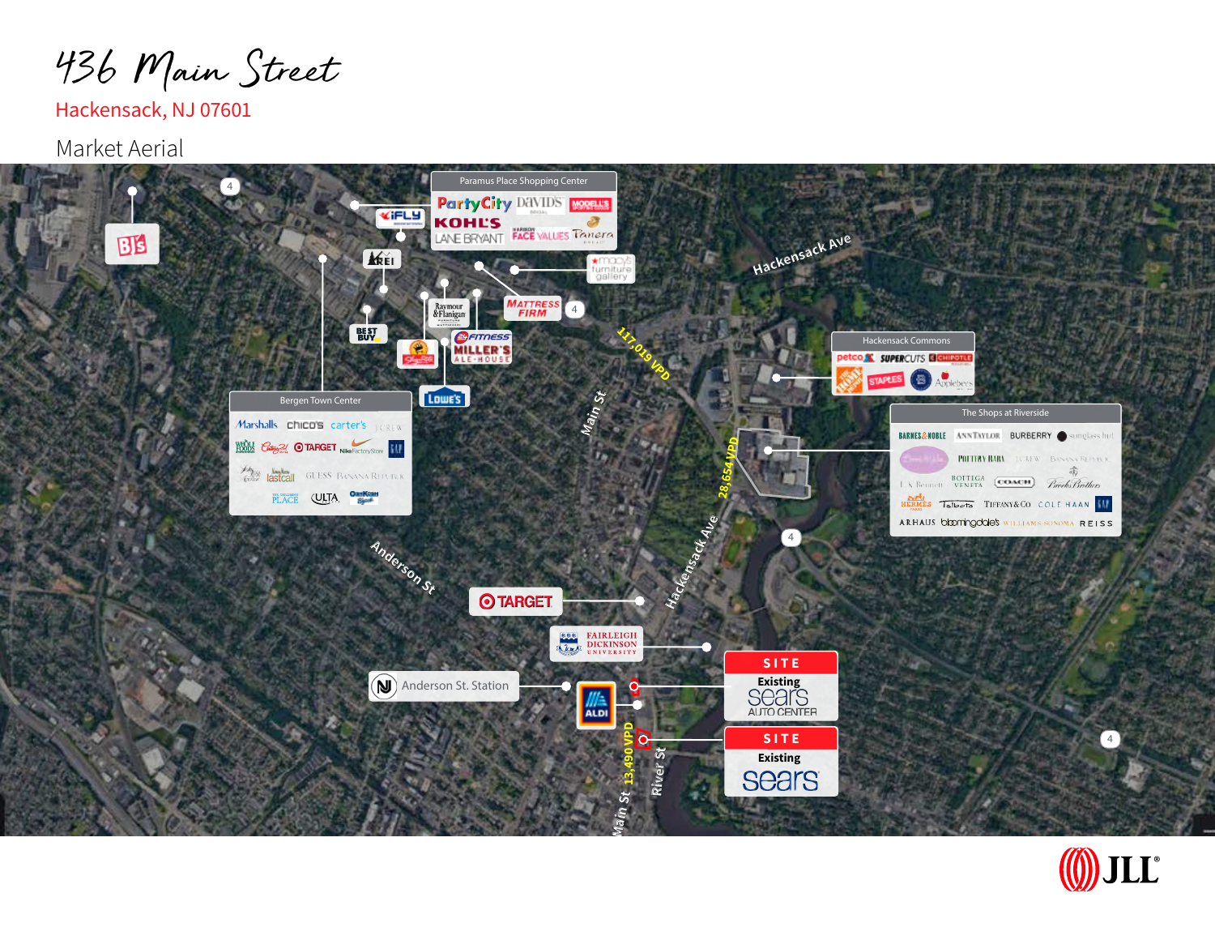# 436 Main Street

## Hackensack, NJ 07601

Market Aerial

Paramus Place Shopping Center

Party City
David's Bridal
Modell's
Kohl's
Lane Bryant
Face Values
Panera Bread

iFLY

REI

Macy's furniture gallery

Mattress Firm

Raymour & Flanigan

Best Buy

Shop Rite

24 Fitness

Miller's Ale House

Lowe's

BJ's

Hackensack Ave

117,019 VPD

Hackensack Commons

petco
Supercuts
Chipotle
The Home Depot
Staples
Applebee's

The Shops at Riverside

Barnes & Noble
Ann Taylor
Burberry
sunglass hut
Pottery Barn
J.Crew
Banana Republic
L.K. Bennett
Bottega Veneta
Coach
Brooks Brothers
Hermès
Talbots
Tiffany & Co
Cole Haan
Gap
Arhaus
bloomingdale's
Williams Sonoma
Reiss

Bergen Town Center

Marshalls
Chico's
carter's
J.Crew
Whole Foods
Forever 21
Target
Nike Factory Store
Gap
Saks Fifth Avenue Off 5th
Neiman Marcus Last Call
Guess
Banana Republic
The Children's Place
Ulta
OshKosh B'gosh

Main St

28,654 VPD

Hackensack Ave

Anderson St

Target

Fairleigh Dickinson University

Anderson St. Station

ALDI

13,490 VPD

Main St

River St

SITE
Existing Sears Auto Center

SITE
Existing Sears

4

JLL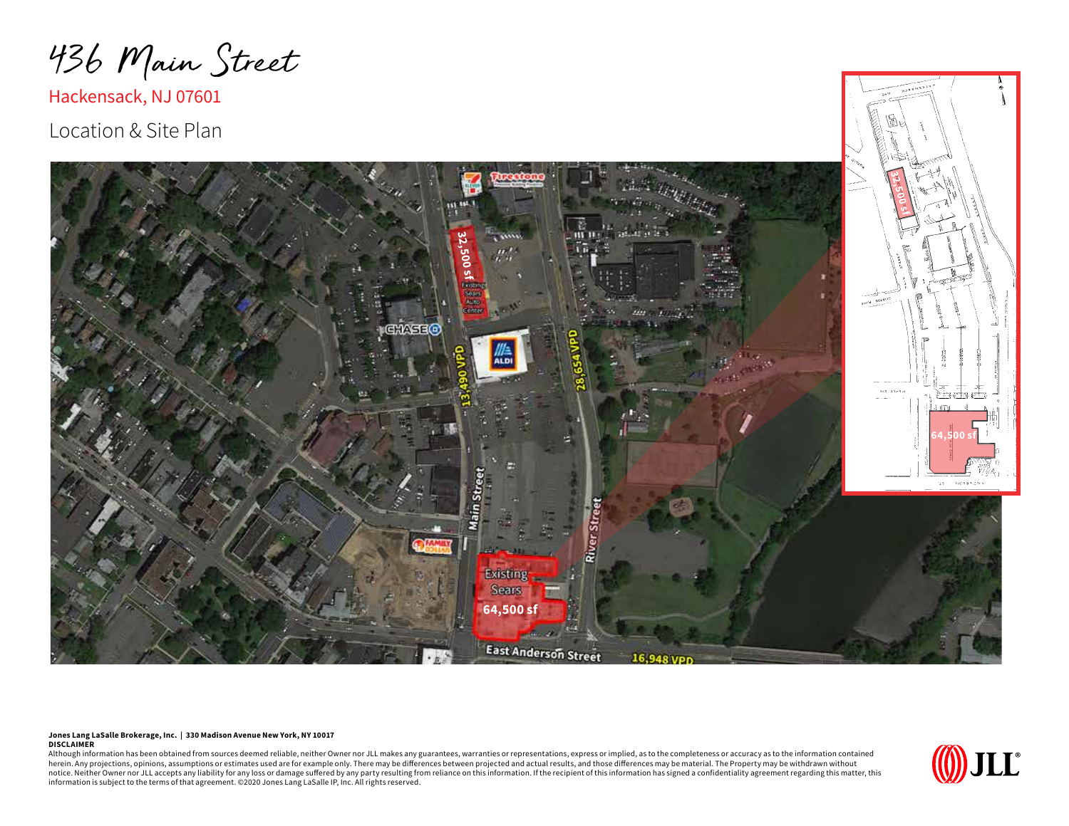# 436 Main Street

Hackensack, NJ 07601

Location & Site Plan

32,500 sf

Existing Sears Auto Center

13,490 VPD

28,654 VPD

Main Street

River Street

Existing Sears

64,500 sf

East Anderson Street

16,948 VPD

32,500 sf

64,500 sf

**Jones Lang LaSalle Brokerage, Inc. | 330 Madison Avenue New York, NY 10017**

**DISCLAIMER**

Although information has been obtained from sources deemed reliable, neither Owner nor JLL makes any guarantees, warranties or representations, express or implied, as to the completeness or accuracy as to the information contained herein. Any projections, opinions, assumptions or estimates used are for example only. There may be differences between projected and actual results, and those differences may be material. The Property may be withdrawn without notice. Neither Owner nor JLL accepts any liability for any loss or damage suffered by any party resulting from reliance on this information. If the recipient of this information has signed a confidentiality agreement regarding this matter, this information is subject to the terms of that agreement. ©2020 Jones Lang LaSalle IP, Inc. All rights reserved.